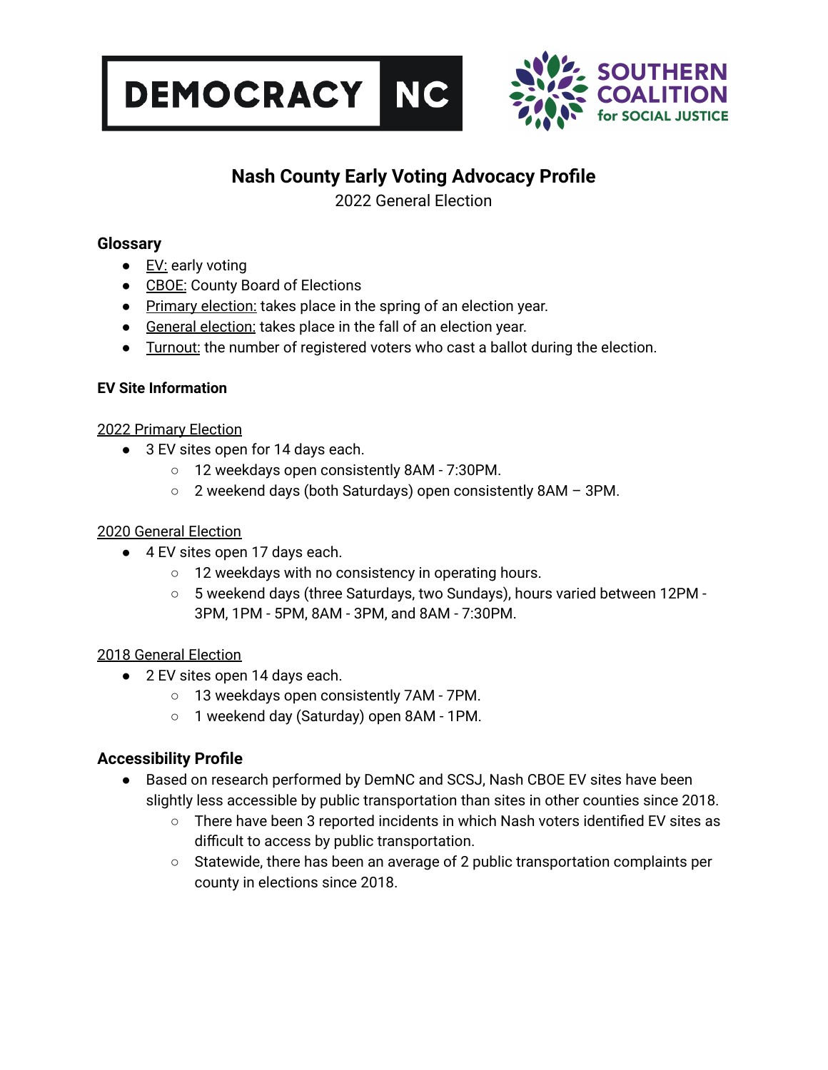DEMOCRACY NC

SOUTHERN COALITION for SOCIAL JUSTICE

# Nash County Early Voting Advocacy Profile

2022 General Election

## Glossary

- EV: early voting
- CBOE: County Board of Elections
- Primary election: takes place in the spring of an election year.
- General election: takes place in the fall of an election year.
- Turnout: the number of registered voters who cast a ballot during the election.

### EV Site Information

2022 Primary Election

- 3 EV sites open for 14 days each.
  - 12 weekdays open consistently 8AM - 7:30PM.
  - 2 weekend days (both Saturdays) open consistently 8AM – 3PM.

2020 General Election

- 4 EV sites open 17 days each.
  - 12 weekdays with no consistency in operating hours.
  - 5 weekend days (three Saturdays, two Sundays), hours varied between 12PM - 3PM, 1PM - 5PM, 8AM - 3PM, and 8AM - 7:30PM.

2018 General Election

- 2 EV sites open 14 days each.
  - 13 weekdays open consistently 7AM - 7PM.
  - 1 weekend day (Saturday) open 8AM - 1PM.

## Accessibility Profile

- Based on research performed by DemNC and SCSJ, Nash CBOE EV sites have been slightly less accessible by public transportation than sites in other counties since 2018.
  - There have been 3 reported incidents in which Nash voters identified EV sites as difficult to access by public transportation.
  - Statewide, there has been an average of 2 public transportation complaints per county in elections since 2018.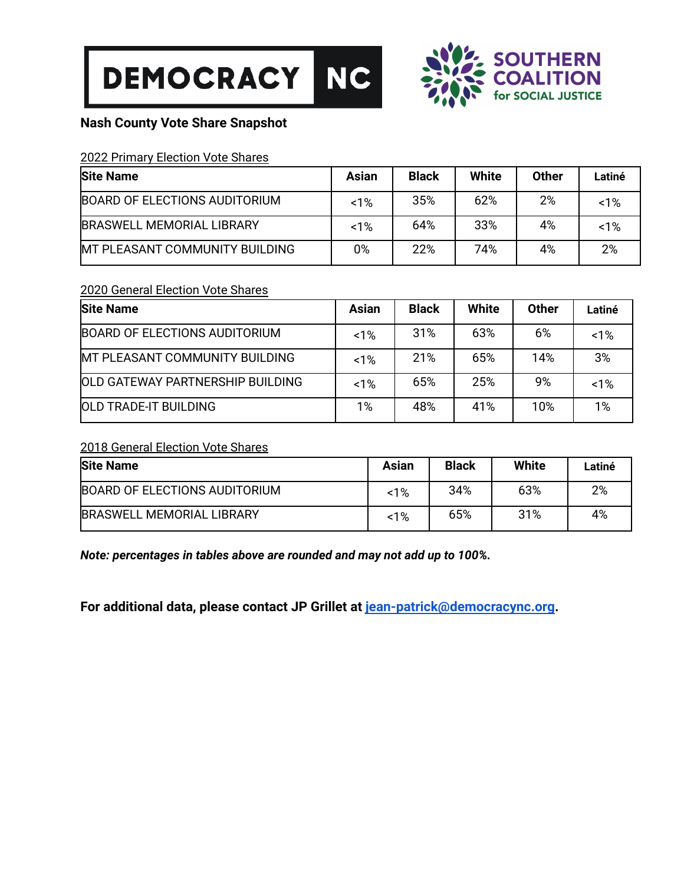**Nash County Vote Share Snapshot**

2022 Primary Election Vote Shares

| Site Name | Asian | Black | White | Other | Latiné |
|---|---|---|---|---|---|
| BOARD OF ELECTIONS AUDITORIUM | <1% | 35% | 62% | 2% | <1% |
| BRASWELL MEMORIAL LIBRARY | <1% | 64% | 33% | 4% | <1% |
| MT PLEASANT COMMUNITY BUILDING | 0% | 22% | 74% | 4% | 2% |

2020 General Election Vote Shares

| Site Name | Asian | Black | White | Other | Latiné |
|---|---|---|---|---|---|
| BOARD OF ELECTIONS AUDITORIUM | <1% | 31% | 63% | 6% | <1% |
| MT PLEASANT COMMUNITY BUILDING | <1% | 21% | 65% | 14% | 3% |
| OLD GATEWAY PARTNERSHIP BUILDING | <1% | 65% | 25% | 9% | <1% |
| OLD TRADE-IT BUILDING | 1% | 48% | 41% | 10% | 1% |

2018 General Election Vote Shares

| Site Name | Asian | Black | White | Latiné |
|---|---|---|---|---|
| BOARD OF ELECTIONS AUDITORIUM | <1% | 34% | 63% | 2% |
| BRASWELL MEMORIAL LIBRARY | <1% | 65% | 31% | 4% |

***Note: percentages in tables above are rounded and may not add up to 100%.***

**For additional data, please contact JP Grillet at jean-patrick@democracync.org.**